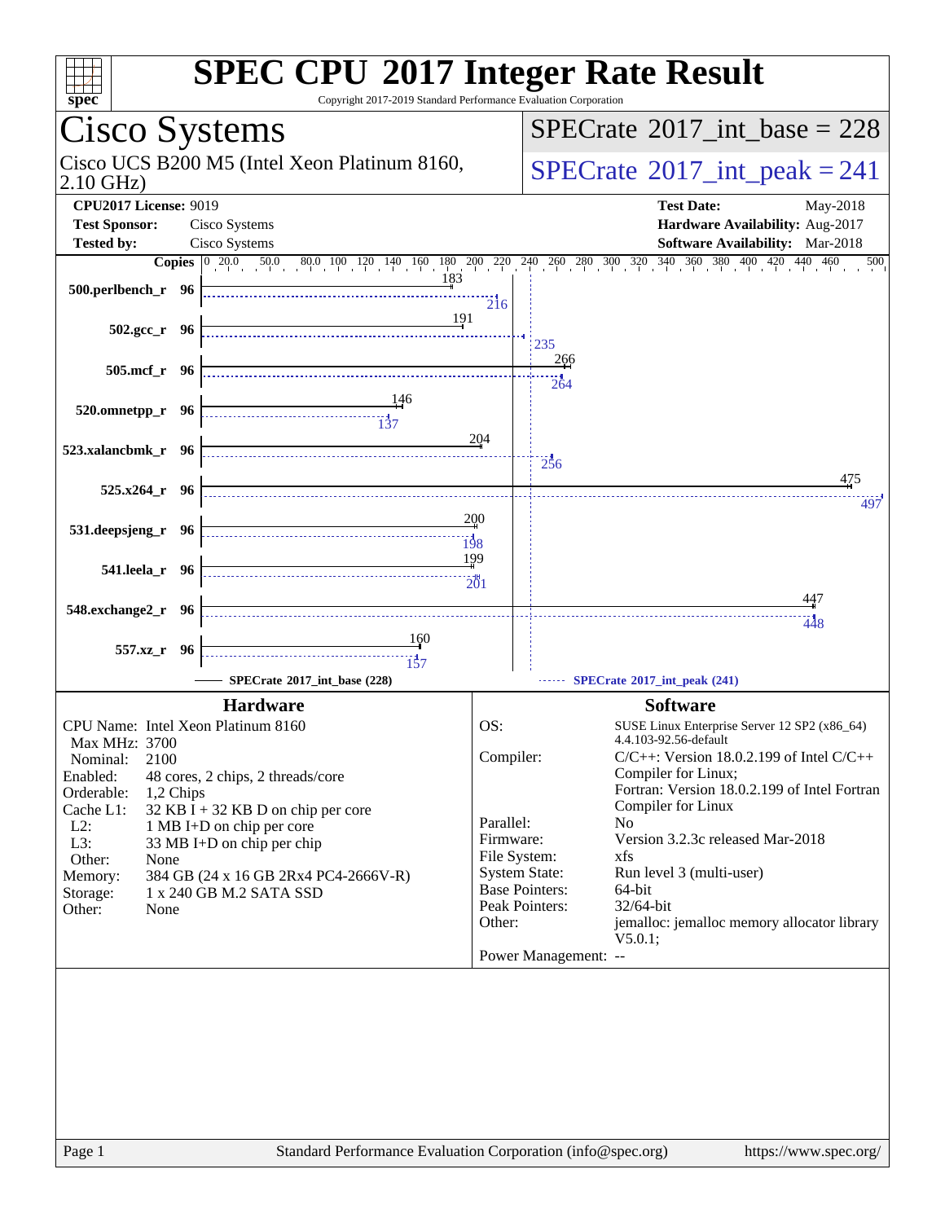# SPEC CPU 2017 Integer Rate Result

Copyright 2017-2019 Standard Performance Evaluation Corporation

## Cisco Systems

Cisco UCS B200 M5 (Intel Xeon Platinum 8160, 2.10 GHz)

**SPECrate 2017_int_base = 228**

**SPECrate 2017_int_peak = 241**

| | | | |
|---|---|---|---|
| **CPU2017 License:** | 9019 | **Test Date:** | May-2018 |
| **Test Sponsor:** | Cisco Systems | **Hardware Availability:** | Aug-2017 |
| **Tested by:** | Cisco Systems | **Software Availability:** | Mar-2018 |

| Benchmark | Copies | SPECrate 2017_int_base (228) | SPECrate 2017_int_peak (241) |
|---|---|---|---|
| 500.perlbench_r | 96 | 183 | 216 |
| 502.gcc_r | 96 | 191 | 235 |
| 505.mcf_r | 96 | 266 | 264 |
| 520.omnetpp_r | 96 | 146 | 137 |
| 523.xalancbmk_r | 96 | 204 | 256 |
| 525.x264_r | 96 | 475 | 497 |
| 531.deepsjeng_r | 96 | 200 | 198 |
| 541.leela_r | 96 | 199 | 201 |
| 548.exchange2_r | 96 | 447 | 448 |
| 557.xz_r | 96 | 160 | 157 |

### Hardware

| | |
|---|---|
| CPU Name: | Intel Xeon Platinum 8160 |
| Max MHz: | 3700 |
| Nominal: | 2100 |
| Enabled: | 48 cores, 2 chips, 2 threads/core |
| Orderable: | 1,2 Chips |
| Cache L1: | 32 KB I + 32 KB D on chip per core |
| L2: | 1 MB I+D on chip per core |
| L3: | 33 MB I+D on chip per chip |
| Other: | None |
| Memory: | 384 GB (24 x 16 GB 2Rx4 PC4-2666V-R) |
| Storage: | 1 x 240 GB M.2 SATA SSD |
| Other: | None |

### Software

| | |
|---|---|
| OS: | SUSE Linux Enterprise Server 12 SP2 (x86_64) 4.4.103-92.56-default |
| Compiler: | C/C++: Version 18.0.2.199 of Intel C/C++ Compiler for Linux; Fortran: Version 18.0.2.199 of Intel Fortran Compiler for Linux |
| Parallel: | No |
| Firmware: | Version 3.2.3c released Mar-2018 |
| File System: | xfs |
| System State: | Run level 3 (multi-user) |
| Base Pointers: | 64-bit |
| Peak Pointers: | 32/64-bit |
| Other: | jemalloc: jemalloc memory allocator library V5.0.1; |
| Power Management: | -- |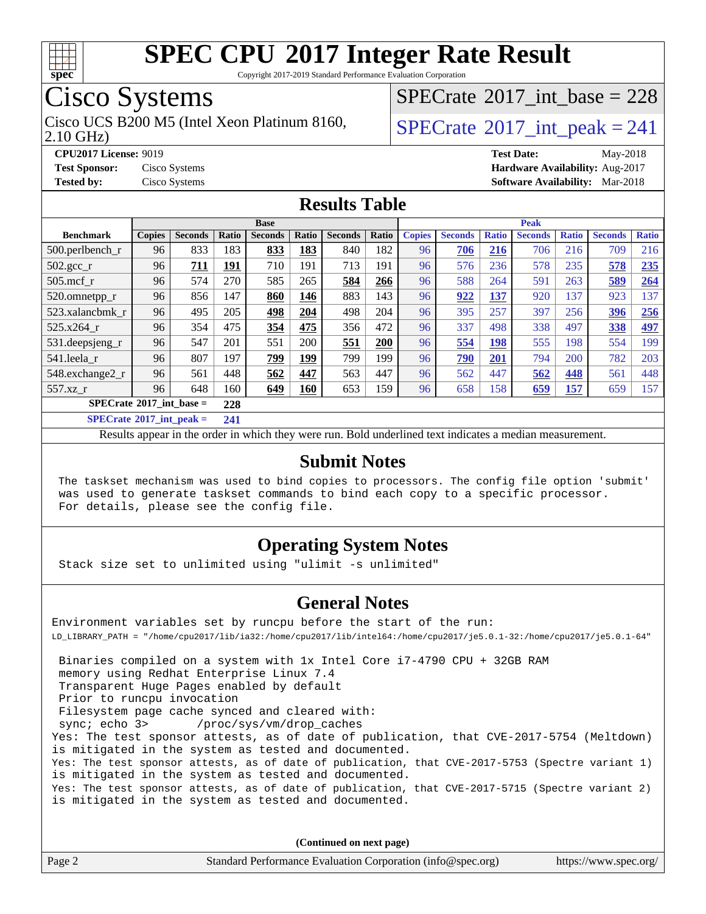# SPEC CPU 2017 Integer Rate Result

Copyright 2017-2019 Standard Performance Evaluation Corporation

## Cisco Systems

Cisco UCS B200 M5 (Intel Xeon Platinum 8160, 2.10 GHz)

SPECrate 2017_int_base = 228

SPECrate 2017_int_peak = 241

**CPU2017 License:** 9019
**Test Sponsor:** Cisco Systems
**Tested by:** Cisco Systems

**Test Date:** May-2018
**Hardware Availability:** Aug-2017
**Software Availability:** Mar-2018

## Results Table

| | Base | | | | | | | Peak | | | | | | |
|---|---|---|---|---|---|---|---|---|---|---|---|---|---|---|
| **Benchmark** | **Copies** | **Seconds** | **Ratio** | **Seconds** | **Ratio** | **Seconds** | **Ratio** | **Copies** | **Seconds** | **Ratio** | **Seconds** | **Ratio** | **Seconds** | **Ratio** |
| 500.perlbench_r | 96 | 833 | 183 | **833** | **183** | 840 | 182 | 96 | **706** | **216** | 706 | 216 | 709 | 216 |
| 502.gcc_r | 96 | **711** | **191** | 710 | 191 | 713 | 191 | 96 | 576 | 236 | 578 | 235 | **578** | **235** |
| 505.mcf_r | 96 | 574 | 270 | 585 | 265 | **584** | **266** | 96 | 588 | 264 | 591 | 263 | **589** | **264** |
| 520.omnetpp_r | 96 | 856 | 147 | **860** | **146** | 883 | 143 | 96 | **922** | **137** | 920 | 137 | 923 | 137 |
| 523.xalancbmk_r | 96 | 495 | 205 | **498** | **204** | 498 | 204 | 96 | 395 | 257 | 397 | 256 | **396** | **256** |
| 525.x264_r | 96 | 354 | 475 | **354** | **475** | 356 | 472 | 96 | 337 | 498 | 338 | 497 | **338** | **497** |
| 531.deepsjeng_r | 96 | 547 | 201 | 551 | 200 | **551** | **200** | 96 | **554** | **198** | 555 | 198 | 554 | 199 |
| 541.leela_r | 96 | 807 | 197 | **799** | **199** | 799 | 199 | 96 | **790** | **201** | 794 | 200 | 782 | 203 |
| 548.exchange2_r | 96 | 561 | 448 | **562** | **447** | 563 | 447 | 96 | 562 | 447 | **562** | **448** | 561 | 448 |
| 557.xz_r | 96 | 648 | 160 | **649** | **160** | 653 | 159 | 96 | 658 | 158 | **659** | **157** | 659 | 157 |

**SPECrate 2017_int_base = 228**

**SPECrate 2017_int_peak = 241**

Results appear in the order in which they were run. Bold underlined text indicates a median measurement.

## Submit Notes

```
The taskset mechanism was used to bind copies to processors. The config file option 'submit'
was used to generate taskset commands to bind each copy to a specific processor.
For details, please see the config file.
```

## Operating System Notes

```
Stack size set to unlimited using "ulimit -s unlimited"
```

## General Notes

```
Environment variables set by runcpu before the start of the run:
LD_LIBRARY_PATH = "/home/cpu2017/lib/ia32:/home/cpu2017/lib/intel64:/home/cpu2017/je5.0.1-32:/home/cpu2017/je5.0.1-64"

 Binaries compiled on a system with 1x Intel Core i7-4790 CPU + 32GB RAM
 memory using Redhat Enterprise Linux 7.4
 Transparent Huge Pages enabled by default
 Prior to runcpu invocation
 Filesystem page cache synced and cleared with:
 sync; echo 3>       /proc/sys/vm/drop_caches
Yes: The test sponsor attests, as of date of publication, that CVE-2017-5754 (Meltdown)
is mitigated in the system as tested and documented.
Yes: The test sponsor attests, as of date of publication, that CVE-2017-5753 (Spectre variant 1)
is mitigated in the system as tested and documented.
Yes: The test sponsor attests, as of date of publication, that CVE-2017-5715 (Spectre variant 2)
is mitigated in the system as tested and documented.
```

**(Continued on next page)**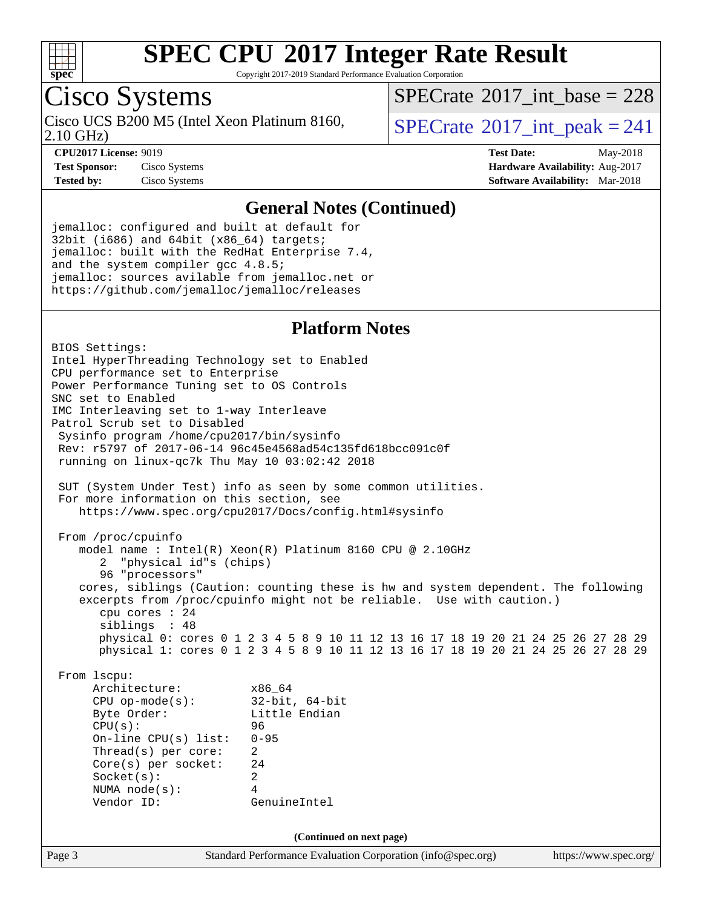# SPEC CPU 2017 Integer Rate Result

Copyright 2017-2019 Standard Performance Evaluation Corporation

## Cisco Systems

Cisco UCS B200 M5 (Intel Xeon Platinum 8160, 2.10 GHz)

SPECrate 2017_int_base = 228

SPECrate 2017_int_peak = 241

**CPU2017 License:** 9019
**Test Sponsor:** Cisco Systems
**Tested by:** Cisco Systems

**Test Date:** May-2018
**Hardware Availability:** Aug-2017
**Software Availability:** Mar-2018

### General Notes (Continued)

```
jemalloc: configured and built at default for
32bit (i686) and 64bit (x86_64) targets;
jemalloc: built with the RedHat Enterprise 7.4,
and the system compiler gcc 4.8.5;
jemalloc: sources avilable from jemalloc.net or
https://github.com/jemalloc/jemalloc/releases
```

### Platform Notes

```
BIOS Settings:
Intel HyperThreading Technology set to Enabled
CPU performance set to Enterprise
Power Performance Tuning set to OS Controls
SNC set to Enabled
IMC Interleaving set to 1-way Interleave
Patrol Scrub set to Disabled
 Sysinfo program /home/cpu2017/bin/sysinfo
 Rev: r5797 of 2017-06-14 96c45e4568ad54c135fd618bcc091c0f
 running on linux-qc7k Thu May 10 03:02:42 2018

 SUT (System Under Test) info as seen by some common utilities.
 For more information on this section, see
    https://www.spec.org/cpu2017/Docs/config.html#sysinfo

 From /proc/cpuinfo
    model name : Intel(R) Xeon(R) Platinum 8160 CPU @ 2.10GHz
       2  "physical id"s (chips)
       96 "processors"
    cores, siblings (Caution: counting these is hw and system dependent. The following
    excerpts from /proc/cpuinfo might not be reliable.  Use with caution.)
       cpu cores : 24
       siblings  : 48
       physical 0: cores 0 1 2 3 4 5 8 9 10 11 12 13 16 17 18 19 20 21 24 25 26 27 28 29
       physical 1: cores 0 1 2 3 4 5 8 9 10 11 12 13 16 17 18 19 20 21 24 25 26 27 28 29

 From lscpu:
      Architecture:          x86_64
      CPU op-mode(s):        32-bit, 64-bit
      Byte Order:            Little Endian
      CPU(s):                96
      On-line CPU(s) list:   0-95
      Thread(s) per core:    2
      Core(s) per socket:    24
      Socket(s):             2
      NUMA node(s):          4
      Vendor ID:             GenuineIntel
```

(Continued on next page)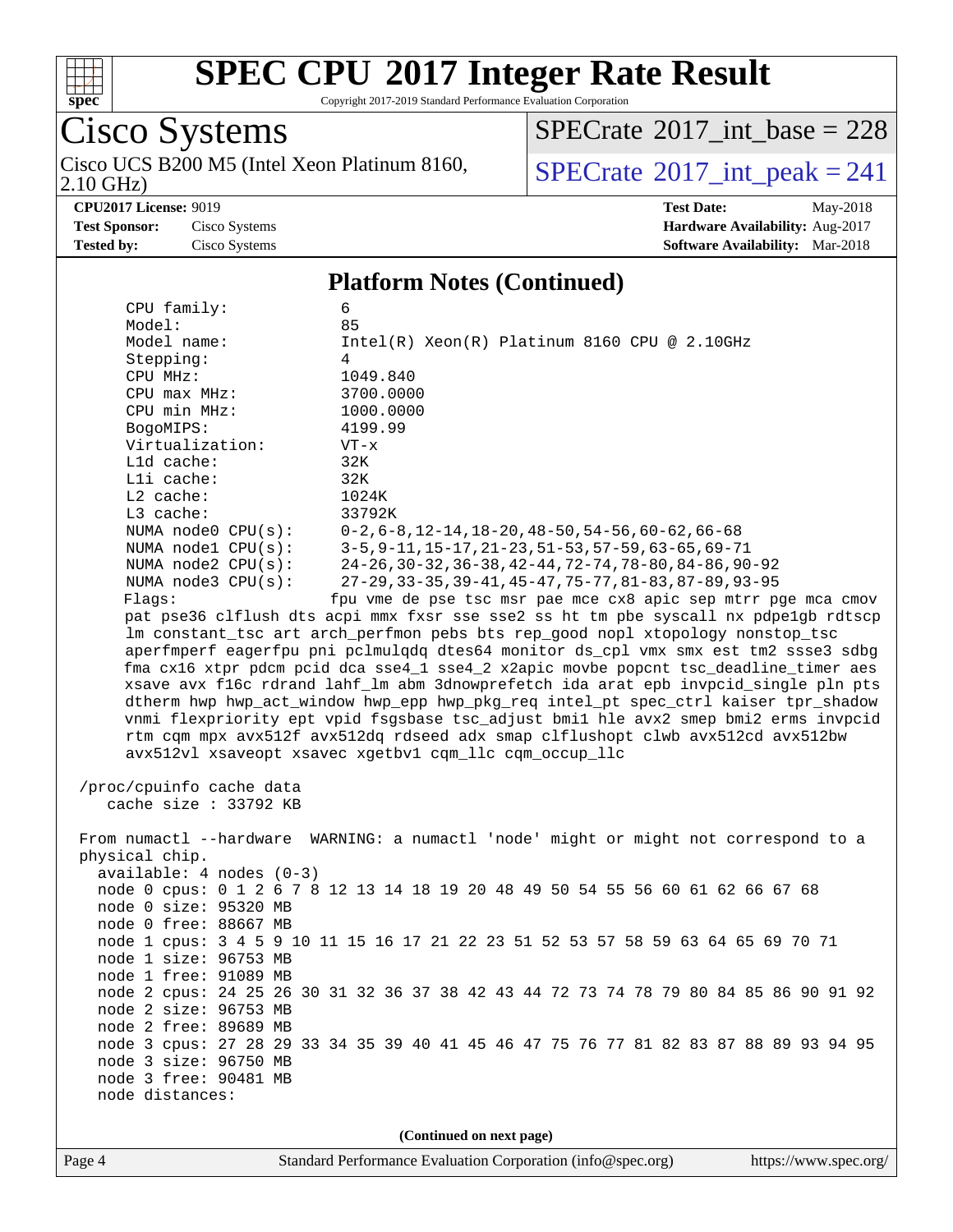# SPEC CPU 2017 Integer Rate Result

Copyright 2017-2019 Standard Performance Evaluation Corporation

## Cisco Systems

Cisco UCS B200 M5 (Intel Xeon Platinum 8160, 2.10 GHz)

SPECrate 2017_int_base = 228

SPECrate 2017_int_peak = 241

**CPU2017 License:** 9019
**Test Sponsor:** Cisco Systems
**Tested by:** Cisco Systems

**Test Date:** May-2018
**Hardware Availability:** Aug-2017
**Software Availability:** Mar-2018

### Platform Notes (Continued)

```
     CPU family:            6
     Model:                 85
     Model name:            Intel(R) Xeon(R) Platinum 8160 CPU @ 2.10GHz
     Stepping:              4
     CPU MHz:               1049.840
     CPU max MHz:           3700.0000
     CPU min MHz:           1000.0000
     BogoMIPS:              4199.99
     Virtualization:        VT-x
     L1d cache:             32K
     L1i cache:             32K
     L2 cache:              1024K
     L3 cache:              33792K
     NUMA node0 CPU(s):     0-2,6-8,12-14,18-20,48-50,54-56,60-62,66-68
     NUMA node1 CPU(s):     3-5,9-11,15-17,21-23,51-53,57-59,63-65,69-71
     NUMA node2 CPU(s):     24-26,30-32,36-38,42-44,72-74,78-80,84-86,90-92
     NUMA node3 CPU(s):     27-29,33-35,39-41,45-47,75-77,81-83,87-89,93-95
     Flags:                 fpu vme de pse tsc msr pae mce cx8 apic sep mtrr pge mca cmov
     pat pse36 clflush dts acpi mmx fxsr sse sse2 ss ht tm pbe syscall nx pdpe1gb rdtscp
     lm constant_tsc art arch_perfmon pebs bts rep_good nopl xtopology nonstop_tsc
     aperfmperf eagerfpu pni pclmulqdq dtes64 monitor ds_cpl vmx smx est tm2 ssse3 sdbg
     fma cx16 xtpr pdcm pcid dca sse4_1 sse4_2 x2apic movbe popcnt tsc_deadline_timer aes
     xsave avx f16c rdrand lahf_lm abm 3dnowprefetch ida arat epb invpcid_single pln pts
     dtherm hwp hwp_act_window hwp_epp hwp_pkg_req intel_pt spec_ctrl kaiser tpr_shadow
     vnmi flexpriority ept vpid fsgsbase tsc_adjust bmi1 hle avx2 smep bmi2 erms invpcid
     rtm cqm mpx avx512f avx512dq rdseed adx smap clflushopt clwb avx512cd avx512bw
     avx512vl xsaveopt xsavec xgetbv1 cqm_llc cqm_occup_llc

 /proc/cpuinfo cache data
    cache size : 33792 KB

 From numactl --hardware  WARNING: a numactl 'node' might or might not correspond to a
 physical chip.
   available: 4 nodes (0-3)
   node 0 cpus: 0 1 2 6 7 8 12 13 14 18 19 20 48 49 50 54 55 56 60 61 62 66 67 68
   node 0 size: 95320 MB
   node 0 free: 88667 MB
   node 1 cpus: 3 4 5 9 10 11 15 16 17 21 22 23 51 52 53 57 58 59 63 64 65 69 70 71
   node 1 size: 96753 MB
   node 1 free: 91089 MB
   node 2 cpus: 24 25 26 30 31 32 36 37 38 42 43 44 72 73 74 78 79 80 84 85 86 90 91 92
   node 2 size: 96753 MB
   node 2 free: 89689 MB
   node 3 cpus: 27 28 29 33 34 35 39 40 41 45 46 47 75 76 77 81 82 83 87 88 89 93 94 95
   node 3 size: 96750 MB
   node 3 free: 90481 MB
   node distances:
```

(Continued on next page)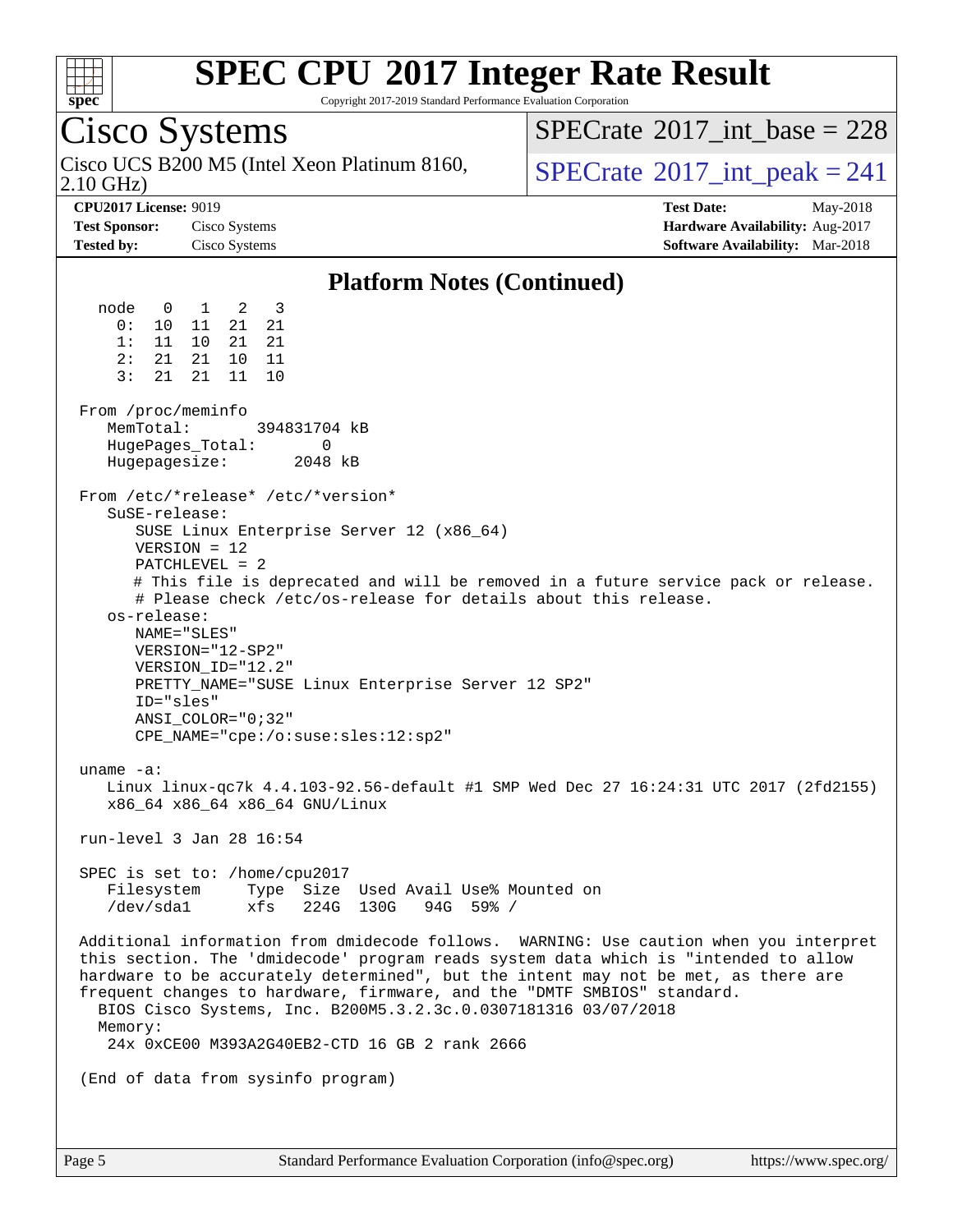# SPEC CPU 2017 Integer Rate Result

Copyright 2017-2019 Standard Performance Evaluation Corporation

## Cisco Systems

Cisco UCS B200 M5 (Intel Xeon Platinum 8160, 2.10 GHz)

SPECrate 2017_int_base = 228

SPECrate 2017_int_peak = 241

**CPU2017 License:** 9019
**Test Sponsor:** Cisco Systems
**Tested by:** Cisco Systems

**Test Date:** May-2018
**Hardware Availability:** Aug-2017
**Software Availability:** Mar-2018

### Platform Notes (Continued)

```
  node   0   1   2   3
    0:  10  11  21  21
    1:  11  10  21  21
    2:  21  21  10  11
    3:  21  21  11  10

 From /proc/meminfo
    MemTotal:       394831704 kB
    HugePages_Total:       0
    Hugepagesize:       2048 kB

 From /etc/*release* /etc/*version*
    SuSE-release:
       SUSE Linux Enterprise Server 12 (x86_64)
       VERSION = 12
       PATCHLEVEL = 2
       # This file is deprecated and will be removed in a future service pack or release.
       # Please check /etc/os-release for details about this release.
    os-release:
       NAME="SLES"
       VERSION="12-SP2"
       VERSION_ID="12.2"
       PRETTY_NAME="SUSE Linux Enterprise Server 12 SP2"
       ID="sles"
       ANSI_COLOR="0;32"
       CPE_NAME="cpe:/o:suse:sles:12:sp2"

 uname -a:
    Linux linux-qc7k 4.4.103-92.56-default #1 SMP Wed Dec 27 16:24:31 UTC 2017 (2fd2155)
    x86_64 x86_64 x86_64 GNU/Linux

 run-level 3 Jan 28 16:54

 SPEC is set to: /home/cpu2017
    Filesystem     Type  Size  Used Avail Use% Mounted on
    /dev/sda1      xfs   224G  130G   94G  59% /

 Additional information from dmidecode follows.  WARNING: Use caution when you interpret
 this section. The 'dmidecode' program reads system data which is "intended to allow
 hardware to be accurately determined", but the intent may not be met, as there are
 frequent changes to hardware, firmware, and the "DMTF SMBIOS" standard.
   BIOS Cisco Systems, Inc. B200M5.3.2.3c.0.0307181316 03/07/2018
   Memory:
    24x 0xCE00 M393A2G40EB2-CTD 16 GB 2 rank 2666

 (End of data from sysinfo program)
```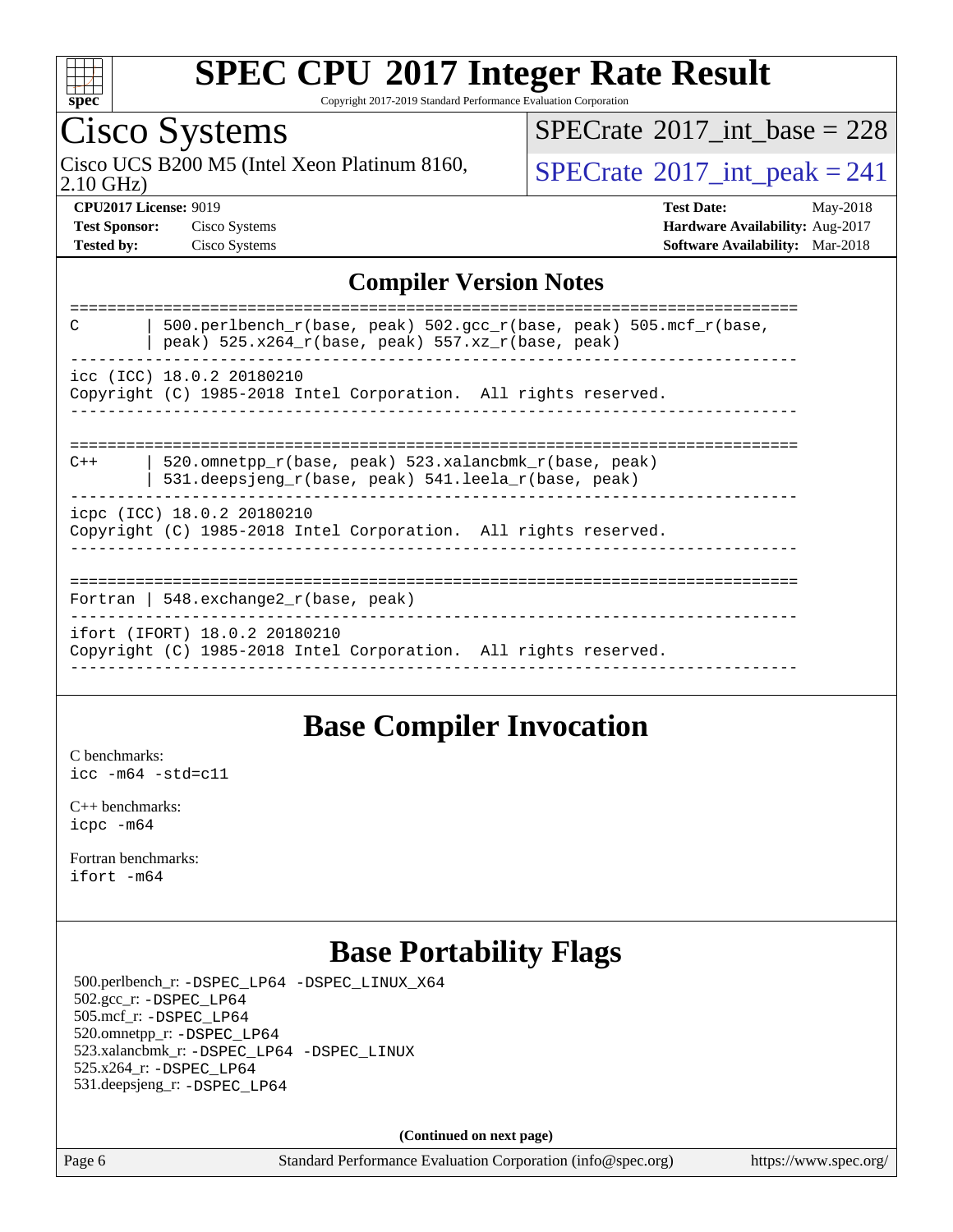# SPEC CPU 2017 Integer Rate Result

Copyright 2017-2019 Standard Performance Evaluation Corporation

## Cisco Systems

Cisco UCS B200 M5 (Intel Xeon Platinum 8160, 2.10 GHz)

SPECrate 2017_int_base = 228

SPECrate 2017_int_peak = 241

**CPU2017 License:** 9019
**Test Sponsor:** Cisco Systems
**Tested by:** Cisco Systems

**Test Date:** May-2018
**Hardware Availability:** Aug-2017
**Software Availability:** Mar-2018

## Compiler Version Notes

```
==============================================================================
C       | 500.perlbench_r(base, peak) 502.gcc_r(base, peak) 505.mcf_r(base,
        | peak) 525.x264_r(base, peak) 557.xz_r(base, peak)
------------------------------------------------------------------------------
icc (ICC) 18.0.2 20180210
Copyright (C) 1985-2018 Intel Corporation.  All rights reserved.
------------------------------------------------------------------------------

==============================================================================
C++     | 520.omnetpp_r(base, peak) 523.xalancbmk_r(base, peak)
        | 531.deepsjeng_r(base, peak) 541.leela_r(base, peak)
------------------------------------------------------------------------------
icpc (ICC) 18.0.2 20180210
Copyright (C) 1985-2018 Intel Corporation.  All rights reserved.
------------------------------------------------------------------------------

==============================================================================
Fortran | 548.exchange2_r(base, peak)
------------------------------------------------------------------------------
ifort (IFORT) 18.0.2 20180210
Copyright (C) 1985-2018 Intel Corporation.  All rights reserved.
------------------------------------------------------------------------------
```

## Base Compiler Invocation

C benchmarks:
`icc -m64 -std=c11`

C++ benchmarks:
`icpc -m64`

Fortran benchmarks:
`ifort -m64`

## Base Portability Flags

500.perlbench_r: -DSPEC_LP64 -DSPEC_LINUX_X64
502.gcc_r: -DSPEC_LP64
505.mcf_r: -DSPEC_LP64
520.omnetpp_r: -DSPEC_LP64
523.xalancbmk_r: -DSPEC_LP64 -DSPEC_LINUX
525.x264_r: -DSPEC_LP64
531.deepsjeng_r: -DSPEC_LP64

**(Continued on next page)**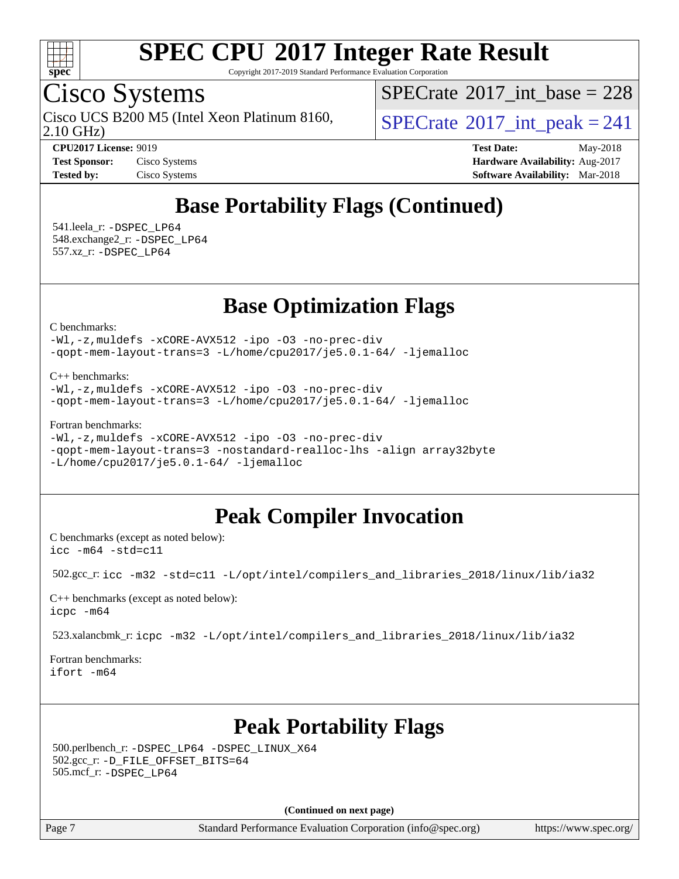## Base Portability Flags (Continued)

541.leela_r: -DSPEC_LP64
548.exchange2_r: -DSPEC_LP64
557.xz_r: -DSPEC_LP64

## Base Optimization Flags

C benchmarks:

```
-Wl,-z,muldefs -xCORE-AVX512 -ipo -O3 -no-prec-div
-qopt-mem-layout-trans=3 -L/home/cpu2017/je5.0.1-64/ -ljemalloc
```

C++ benchmarks:

```
-Wl,-z,muldefs -xCORE-AVX512 -ipo -O3 -no-prec-div
-qopt-mem-layout-trans=3 -L/home/cpu2017/je5.0.1-64/ -ljemalloc
```

Fortran benchmarks:

```
-Wl,-z,muldefs -xCORE-AVX512 -ipo -O3 -no-prec-div
-qopt-mem-layout-trans=3 -nostandard-realloc-lhs -align array32byte
-L/home/cpu2017/je5.0.1-64/ -ljemalloc
```

## Peak Compiler Invocation

C benchmarks (except as noted below):

```
icc -m64 -std=c11
```

502.gcc_r: `icc -m32 -std=c11 -L/opt/intel/compilers_and_libraries_2018/linux/lib/ia32`

C++ benchmarks (except as noted below):

```
icpc -m64
```

523.xalancbmk_r: `icpc -m32 -L/opt/intel/compilers_and_libraries_2018/linux/lib/ia32`

Fortran benchmarks:

```
ifort -m64
```

## Peak Portability Flags

500.perlbench_r: -DSPEC_LP64 -DSPEC_LINUX_X64
502.gcc_r: -D_FILE_OFFSET_BITS=64
505.mcf_r: -DSPEC_LP64

(Continued on next page)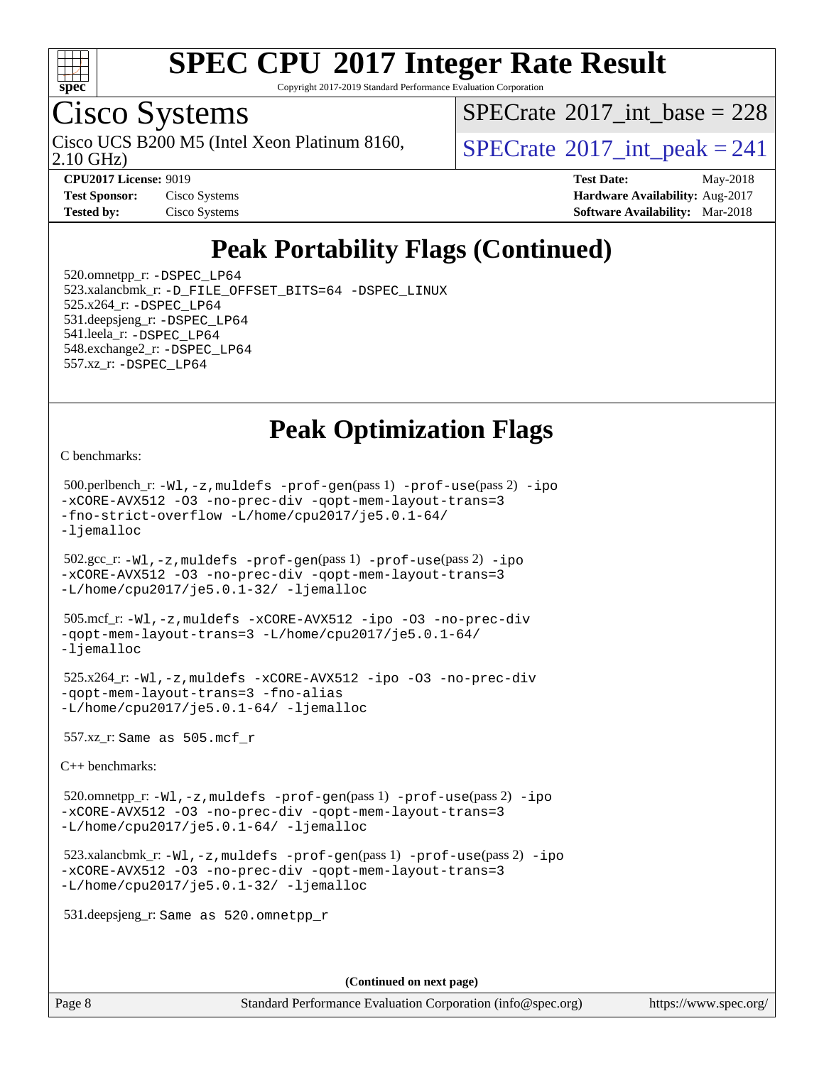# SPEC CPU 2017 Integer Rate Result

Copyright 2017-2019 Standard Performance Evaluation Corporation

## Cisco Systems

Cisco UCS B200 M5 (Intel Xeon Platinum 8160, 2.10 GHz)

SPECrate 2017_int_base = 228

SPECrate 2017_int_peak = 241

**CPU2017 License:** 9019
**Test Sponsor:** Cisco Systems
**Tested by:** Cisco Systems

**Test Date:** May-2018
**Hardware Availability:** Aug-2017
**Software Availability:** Mar-2018

## Peak Portability Flags (Continued)

520.omnetpp_r: -DSPEC_LP64
523.xalancbmk_r: -D_FILE_OFFSET_BITS=64 -DSPEC_LINUX
525.x264_r: -DSPEC_LP64
531.deepsjeng_r: -DSPEC_LP64
541.leela_r: -DSPEC_LP64
548.exchange2_r: -DSPEC_LP64
557.xz_r: -DSPEC_LP64

## Peak Optimization Flags

C benchmarks:

500.perlbench_r: -Wl,-z,muldefs -prof-gen(pass 1) -prof-use(pass 2) -ipo -xCORE-AVX512 -O3 -no-prec-div -qopt-mem-layout-trans=3 -fno-strict-overflow -L/home/cpu2017/je5.0.1-64/ -ljemalloc

502.gcc_r: -Wl,-z,muldefs -prof-gen(pass 1) -prof-use(pass 2) -ipo -xCORE-AVX512 -O3 -no-prec-div -qopt-mem-layout-trans=3 -L/home/cpu2017/je5.0.1-32/ -ljemalloc

505.mcf_r: -Wl,-z,muldefs -xCORE-AVX512 -ipo -O3 -no-prec-div -qopt-mem-layout-trans=3 -L/home/cpu2017/je5.0.1-64/ -ljemalloc

525.x264_r: -Wl,-z,muldefs -xCORE-AVX512 -ipo -O3 -no-prec-div -qopt-mem-layout-trans=3 -fno-alias -L/home/cpu2017/je5.0.1-64/ -ljemalloc

557.xz_r: Same as 505.mcf_r

C++ benchmarks:

520.omnetpp_r: -Wl,-z,muldefs -prof-gen(pass 1) -prof-use(pass 2) -ipo -xCORE-AVX512 -O3 -no-prec-div -qopt-mem-layout-trans=3 -L/home/cpu2017/je5.0.1-64/ -ljemalloc

523.xalancbmk_r: -Wl,-z,muldefs -prof-gen(pass 1) -prof-use(pass 2) -ipo -xCORE-AVX512 -O3 -no-prec-div -qopt-mem-layout-trans=3 -L/home/cpu2017/je5.0.1-32/ -ljemalloc

531.deepsjeng_r: Same as 520.omnetpp_r

(Continued on next page)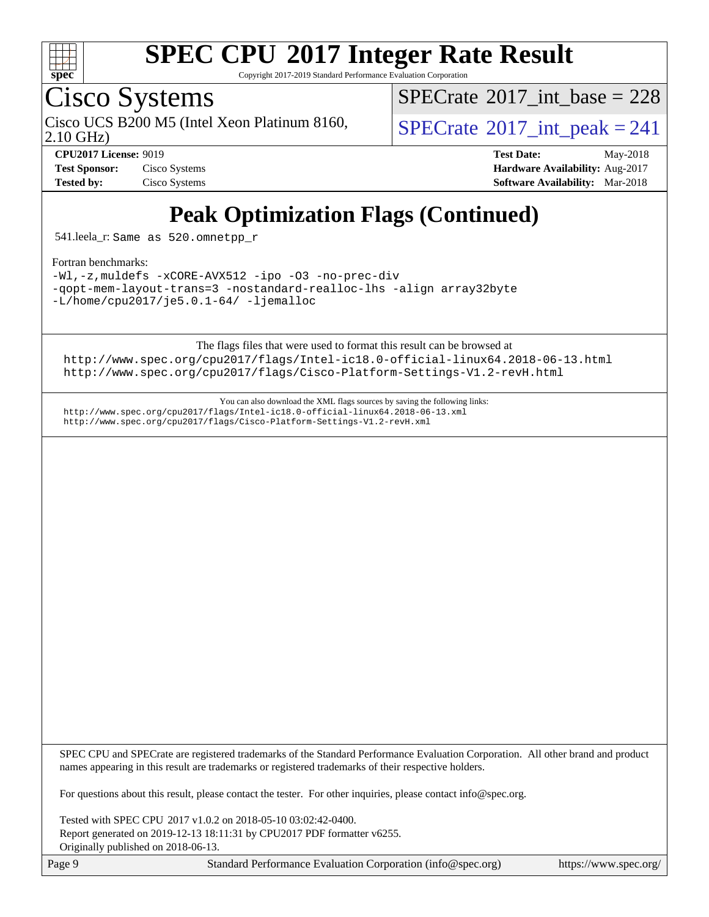# Peak Optimization Flags (Continued)

541.leela_r: Same as 520.omnetpp_r

Fortran benchmarks:

```
-Wl,-z,muldefs -xCORE-AVX512 -ipo -O3 -no-prec-div
-qopt-mem-layout-trans=3 -nostandard-realloc-lhs -align array32byte
-L/home/cpu2017/je5.0.1-64/ -ljemalloc
```

The flags files that were used to format this result can be browsed at

http://www.spec.org/cpu2017/flags/Intel-ic18.0-official-linux64.2018-06-13.html
http://www.spec.org/cpu2017/flags/Cisco-Platform-Settings-V1.2-revH.html

You can also download the XML flags sources by saving the following links:

http://www.spec.org/cpu2017/flags/Intel-ic18.0-official-linux64.2018-06-13.xml
http://www.spec.org/cpu2017/flags/Cisco-Platform-Settings-V1.2-revH.xml

SPEC CPU and SPECrate are registered trademarks of the Standard Performance Evaluation Corporation. All other brand and product names appearing in this result are trademarks or registered trademarks of their respective holders.

For questions about this result, please contact the tester. For other inquiries, please contact info@spec.org.

Tested with SPEC CPU 2017 v1.0.2 on 2018-05-10 03:02:42-0400.
Report generated on 2019-12-13 18:11:31 by CPU2017 PDF formatter v6255.
Originally published on 2018-06-13.